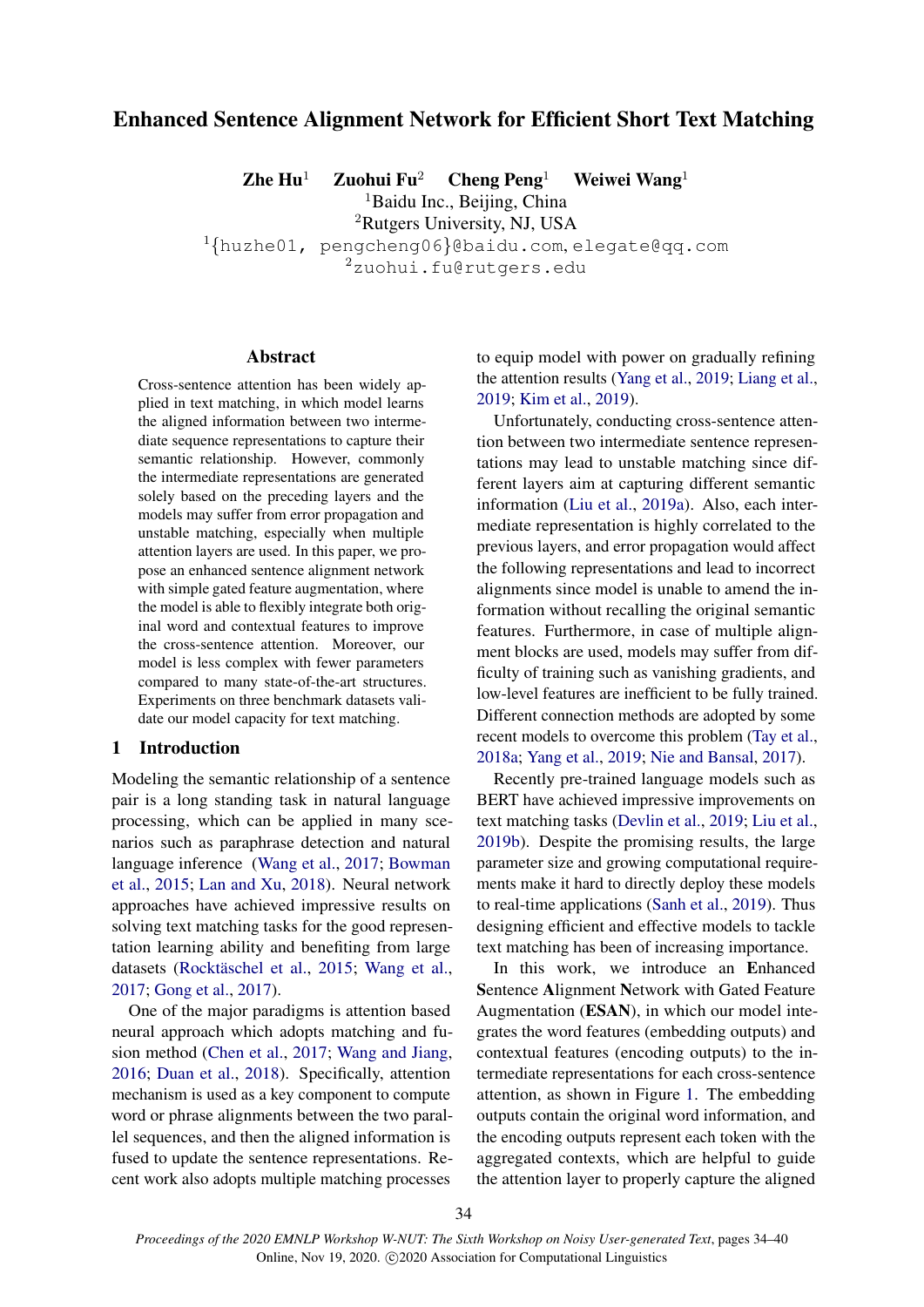# Enhanced Sentence Alignment Network for Efficient Short Text Matching

**Zhe Hu**[1] **Zuohui Fu**[2] **Cheng Peng**[1] **Weiwei Wang**[1]

[1]Baidu Inc., Beijing, China

[2]Rutgers University, NJ, USA

[1]{huzhe01, pengcheng06}@baidu.com, elegate@qq.com

[2]zuohui.fu@rutgers.edu

## Abstract

Cross-sentence attention has been widely applied in text matching, in which model learns the aligned information between two intermediate sequence representations to capture their semantic relationship. However, commonly the intermediate representations are generated solely based on the preceding layers and the models may suffer from error propagation and unstable matching, especially when multiple attention layers are used. In this paper, we propose an enhanced sentence alignment network with simple gated feature augmentation, where the model is able to flexibly integrate both original word and contextual features to improve the cross-sentence attention. Moreover, our model is less complex with fewer parameters compared to many state-of-the-art structures. Experiments on three benchmark datasets validate our model capacity for text matching.

## 1 Introduction

Modeling the semantic relationship of a sentence pair is a long standing task in natural language processing, which can be applied in many scenarios such as paraphrase detection and natural language inference (Wang et al., 2017; Bowman et al., 2015; Lan and Xu, 2018). Neural network approaches have achieved impressive results on solving text matching tasks for the good representation learning ability and benefiting from large datasets (Rocktäschel et al., 2015; Wang et al., 2017; Gong et al., 2017).

One of the major paradigms is attention based neural approach which adopts matching and fusion method (Chen et al., 2017; Wang and Jiang, 2016; Duan et al., 2018). Specifically, attention mechanism is used as a key component to compute word or phrase alignments between the two parallel sequences, and then the aligned information is fused to update the sentence representations. Recent work also adopts multiple matching processes to equip model with power on gradually refining the attention results (Yang et al., 2019; Liang et al., 2019; Kim et al., 2019).

Unfortunately, conducting cross-sentence attention between two intermediate sentence representations may lead to unstable matching since different layers aim at capturing different semantic information (Liu et al., 2019a). Also, each intermediate representation is highly correlated to the previous layers, and error propagation would affect the following representations and lead to incorrect alignments since model is unable to amend the information without recalling the original semantic features. Furthermore, in case of multiple alignment blocks are used, models may suffer from difficulty of training such as vanishing gradients, and low-level features are inefficient to be fully trained. Different connection methods are adopted by some recent models to overcome this problem (Tay et al., 2018a; Yang et al., 2019; Nie and Bansal, 2017).

Recently pre-trained language models such as BERT have achieved impressive improvements on text matching tasks (Devlin et al., 2019; Liu et al., 2019b). Despite the promising results, the large parameter size and growing computational requirements make it hard to directly deploy these models to real-time applications (Sanh et al., 2019). Thus designing efficient and effective models to tackle text matching has been of increasing importance.

In this work, we introduce an **E**nhanced **S**entence **A**lignment **N**etwork with Gated Feature Augmentation (**ESAN**), in which our model integrates the word features (embedding outputs) and contextual features (encoding outputs) to the intermediate representations for each cross-sentence attention, as shown in Figure 1. The embedding outputs contain the original word information, and the encoding outputs represent each token with the aggregated contexts, which are helpful to guide the attention layer to properly capture the aligned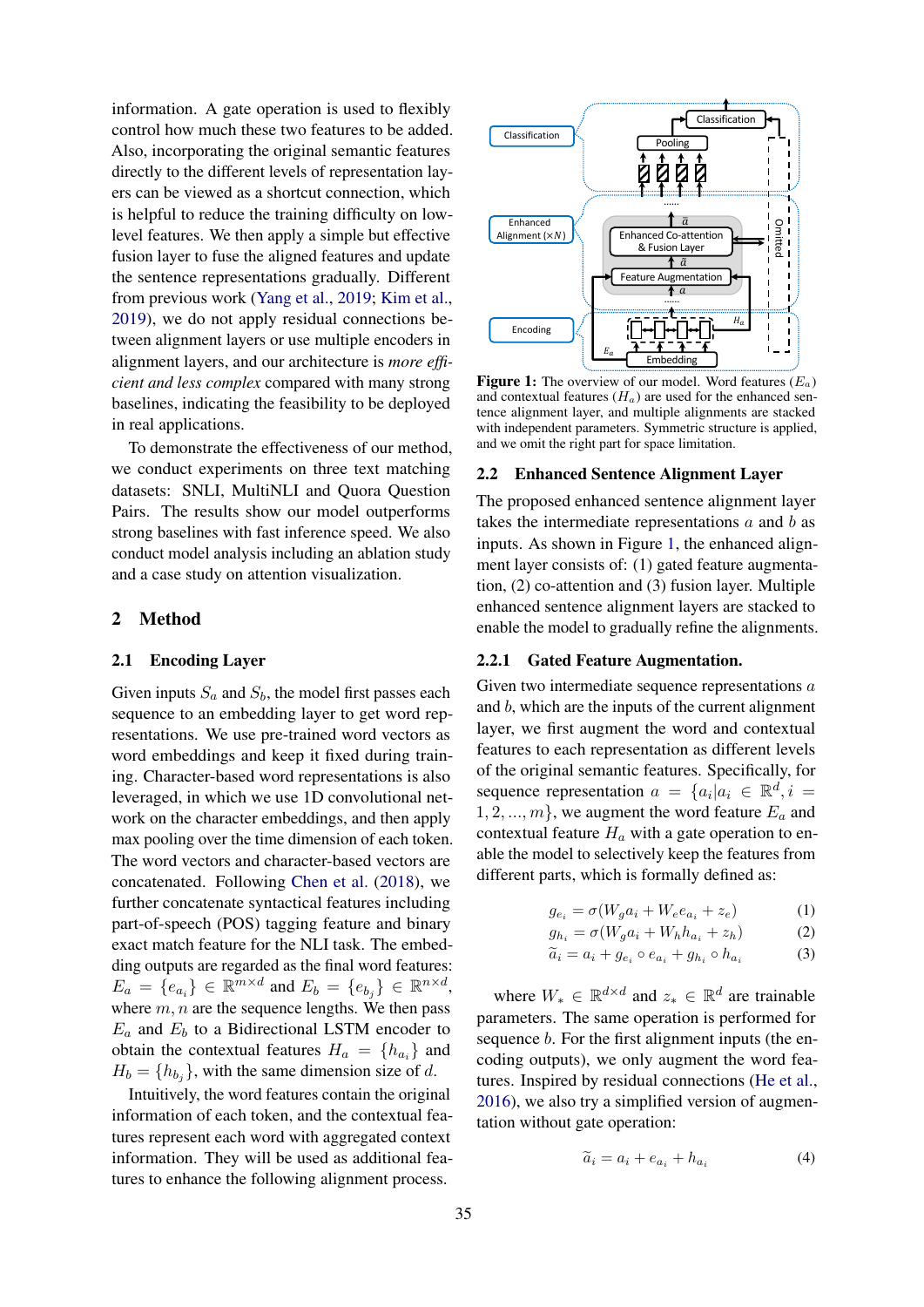information. A gate operation is used to flexibly control how much these two features to be added. Also, incorporating the original semantic features directly to the different levels of representation layers can be viewed as a shortcut connection, which is helpful to reduce the training difficulty on low-level features. We then apply a simple but effective fusion layer to fuse the aligned features and update the sentence representations gradually. Different from previous work (Yang et al., 2019; Kim et al., 2019), we do not apply residual connections between alignment layers or use multiple encoders in alignment layers, and our architecture is *more efficient and less complex* compared with many strong baselines, indicating the feasibility to be deployed in real applications.

To demonstrate the effectiveness of our method, we conduct experiments on three text matching datasets: SNLI, MultiNLI and Quora Question Pairs. The results show our model outperforms strong baselines with fast inference speed. We also conduct model analysis including an ablation study and a case study on attention visualization.

## 2 Method

### 2.1 Encoding Layer

Given inputs $S_a$ and $S_b$, the model first passes each sequence to an embedding layer to get word representations. We use pre-trained word vectors as word embeddings and keep it fixed during training. Character-based word representations is also leveraged, in which we use 1D convolutional network on the character embeddings, and then apply max pooling over the time dimension of each token. The word vectors and character-based vectors are concatenated. Following Chen et al. (2018), we further concatenate syntactical features including part-of-speech (POS) tagging feature and binary exact match feature for the NLI task. The embedding outputs are regarded as the final word features: $E_a = \{e_{a_i}\} \in \mathbb{R}^{m \times d}$ and $E_b = \{e_{b_j}\} \in \mathbb{R}^{n \times d}$, where $m, n$ are the sequence lengths. We then pass $E_a$ and $E_b$ to a Bidirectional LSTM encoder to obtain the contextual features $H_a = \{h_{a_i}\}$ and $H_b = \{h_{b_j}\}$, with the same dimension size of $d$.

Intuitively, the word features contain the original information of each token, and the contextual features represent each word with aggregated context information. They will be used as additional features to enhance the following alignment process.

Figure 1: The overview of our model. Word features ($E_a$) and contextual features ($H_a$) are used for the enhanced sentence alignment layer, and multiple alignments are stacked with independent parameters. Symmetric structure is applied, and we omit the right part for space limitation.

### 2.2 Enhanced Sentence Alignment Layer

The proposed enhanced sentence alignment layer takes the intermediate representations $a$ and $b$ as inputs. As shown in Figure 1, the enhanced alignment layer consists of: (1) gated feature augmentation, (2) co-attention and (3) fusion layer. Multiple enhanced sentence alignment layers are stacked to enable the model to gradually refine the alignments.

#### 2.2.1 Gated Feature Augmentation.

Given two intermediate sequence representations $a$ and $b$, which are the inputs of the current alignment layer, we first augment the word and contextual features to each representation as different levels of the original semantic features. Specifically, for sequence representation $a = \{a_i | a_i \in \mathbb{R}^d, i = 1, 2, ..., m\}$, we augment the word feature $E_a$ and contextual feature $H_a$ with a gate operation to enable the model to selectively keep the features from different parts, which is formally defined as:

$$g_{e_i} = \sigma(W_g a_i + W_e e_{a_i} + z_e) \tag{1}$$

$$g_{h_i} = \sigma(W_g a_i + W_h h_{a_i} + z_h) \tag{2}$$

$$\widetilde{a}_i = a_i + g_{e_i} \circ e_{a_i} + g_{h_i} \circ h_{a_i} \tag{3}$$

where $W_* \in \mathbb{R}^{d \times d}$ and $z_* \in \mathbb{R}^d$ are trainable parameters. The same operation is performed for sequence $b$. For the first alignment inputs (the encoding outputs), we only augment the word features. Inspired by residual connections (He et al., 2016), we also try a simplified version of augmentation without gate operation:

$$\widetilde{a}_i = a_i + e_{a_i} + h_{a_i} \tag{4}$$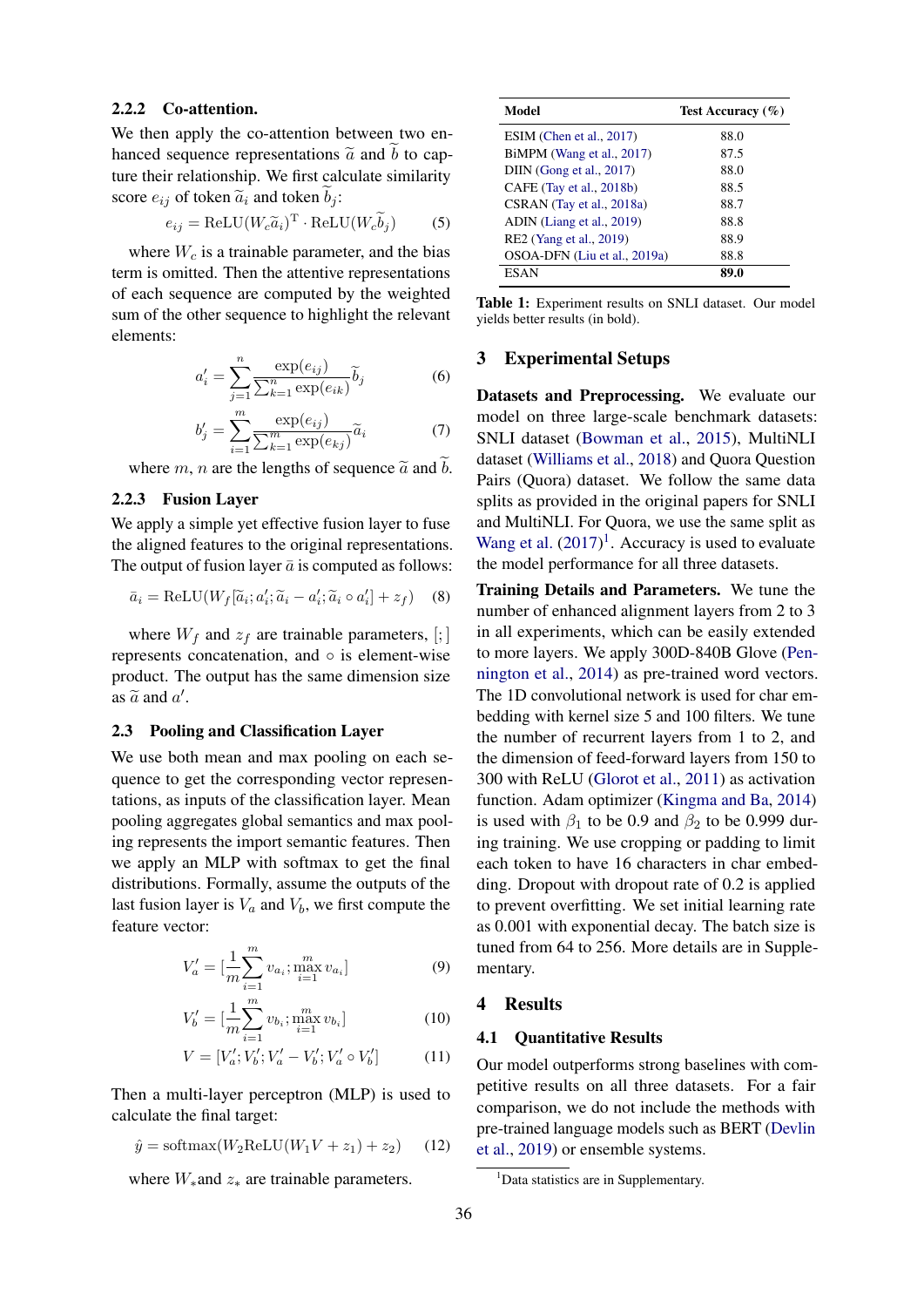#### 2.2.2 Co-attention.

We then apply the co-attention between two enhanced sequence representations $\widetilde{a}$ and $\widetilde{b}$ to capture their relationship. We first calculate similarity score $e_{ij}$ of token $\widetilde{a}_i$ and token $\widetilde{b}_j$:

$$e_{ij} = \text{ReLU}(W_c\widetilde{a}_i)^{\text{T}} \cdot \text{ReLU}(W_c\widetilde{b}_j) \quad (5)$$

where $W_c$ is a trainable parameter, and the bias term is omitted. Then the attentive representations of each sequence are computed by the weighted sum of the other sequence to highlight the relevant elements:

$$a'_i = \sum_{j=1}^{n} \frac{\exp(e_{ij})}{\sum_{k=1}^{n} \exp(e_{ik})} \widetilde{b}_j \quad (6)$$

$$b'_j = \sum_{i=1}^{m} \frac{\exp(e_{ij})}{\sum_{k=1}^{m} \exp(e_{kj})} \widetilde{a}_i \quad (7)$$

where $m$, $n$ are the lengths of sequence $\widetilde{a}$ and $\widetilde{b}$.

#### 2.2.3 Fusion Layer

We apply a simple yet effective fusion layer to fuse the aligned features to the original representations. The output of fusion layer $\bar{a}$ is computed as follows:

$$\bar{a}_i = \text{ReLU}(W_f[\widetilde{a}_i; a'_i; \widetilde{a}_i - a'_i; \widetilde{a}_i \circ a'_i] + z_f) \quad (8)$$

where $W_f$ and $z_f$ are trainable parameters, $[;]$ represents concatenation, and $\circ$ is element-wise product. The output has the same dimension size as $\widetilde{a}$ and $a'$.

### 2.3 Pooling and Classification Layer

We use both mean and max pooling on each sequence to get the corresponding vector representations, as inputs of the classification layer. Mean pooling aggregates global semantics and max pooling represents the import semantic features. Then we apply an MLP with softmax to get the final distributions. Formally, assume the outputs of the last fusion layer is $V_a$ and $V_b$, we first compute the feature vector:

$$V'_a = [\frac{1}{m}\sum_{i=1}^{m} v_{a_i}; \max_{i=1}^{m} v_{a_i}] \quad (9)$$

$$V'_b = [\frac{1}{m}\sum_{i=1}^{m} v_{b_i}; \max_{i=1}^{m} v_{b_i}] \quad (10)$$

$$V = [V'_a; V'_b; V'_a - V'_b; V'_a \circ V'_b] \quad (11)$$

Then a multi-layer perceptron (MLP) is used to calculate the final target:

$$\hat{y} = \text{softmax}(W_2\text{ReLU}(W_1V + z_1) + z_2) \quad (12)$$

where $W_*$and $z_*$ are trainable parameters.

| Model | Test Accuracy (%) |
|---|---|
| ESIM (Chen et al., 2017) | 88.0 |
| BiMPM (Wang et al., 2017) | 87.5 |
| DIIN (Gong et al., 2017) | 88.0 |
| CAFE (Tay et al., 2018b) | 88.5 |
| CSRAN (Tay et al., 2018a) | 88.7 |
| ADIN (Liang et al., 2019) | 88.8 |
| RE2 (Yang et al., 2019) | 88.9 |
| OSOA-DFN (Liu et al., 2019a) | 88.8 |
| ESAN | **89.0** |

**Table 1:** Experiment results on SNLI dataset. Our model yields better results (in bold).

## 3 Experimental Setups

**Datasets and Preprocessing.** We evaluate our model on three large-scale benchmark datasets: SNLI dataset (Bowman et al., 2015), MultiNLI dataset (Williams et al., 2018) and Quora Question Pairs (Quora) dataset. We follow the same data splits as provided in the original papers for SNLI and MultiNLI. For Quora, we use the same split as Wang et al. (2017)[1]. Accuracy is used to evaluate the model performance for all three datasets.

**Training Details and Parameters.** We tune the number of enhanced alignment layers from 2 to 3 in all experiments, which can be easily extended to more layers. We apply 300D-840B Glove (Pennington et al., 2014) as pre-trained word vectors. The 1D convolutional network is used for char embedding with kernel size 5 and 100 filters. We tune the number of recurrent layers from 1 to 2, and the dimension of feed-forward layers from 150 to 300 with ReLU (Glorot et al., 2011) as activation function. Adam optimizer (Kingma and Ba, 2014) is used with $\beta_1$ to be 0.9 and $\beta_2$ to be 0.999 during training. We use cropping or padding to limit each token to have 16 characters in char embedding. Dropout with dropout rate of 0.2 is applied to prevent overfitting. We set initial learning rate as 0.001 with exponential decay. The batch size is tuned from 64 to 256. More details are in Supplementary.

## 4 Results

### 4.1 Quantitative Results

Our model outperforms strong baselines with competitive results on all three datasets. For a fair comparison, we do not include the methods with pre-trained language models such as BERT (Devlin et al., 2019) or ensemble systems.

[1]Data statistics are in Supplementary.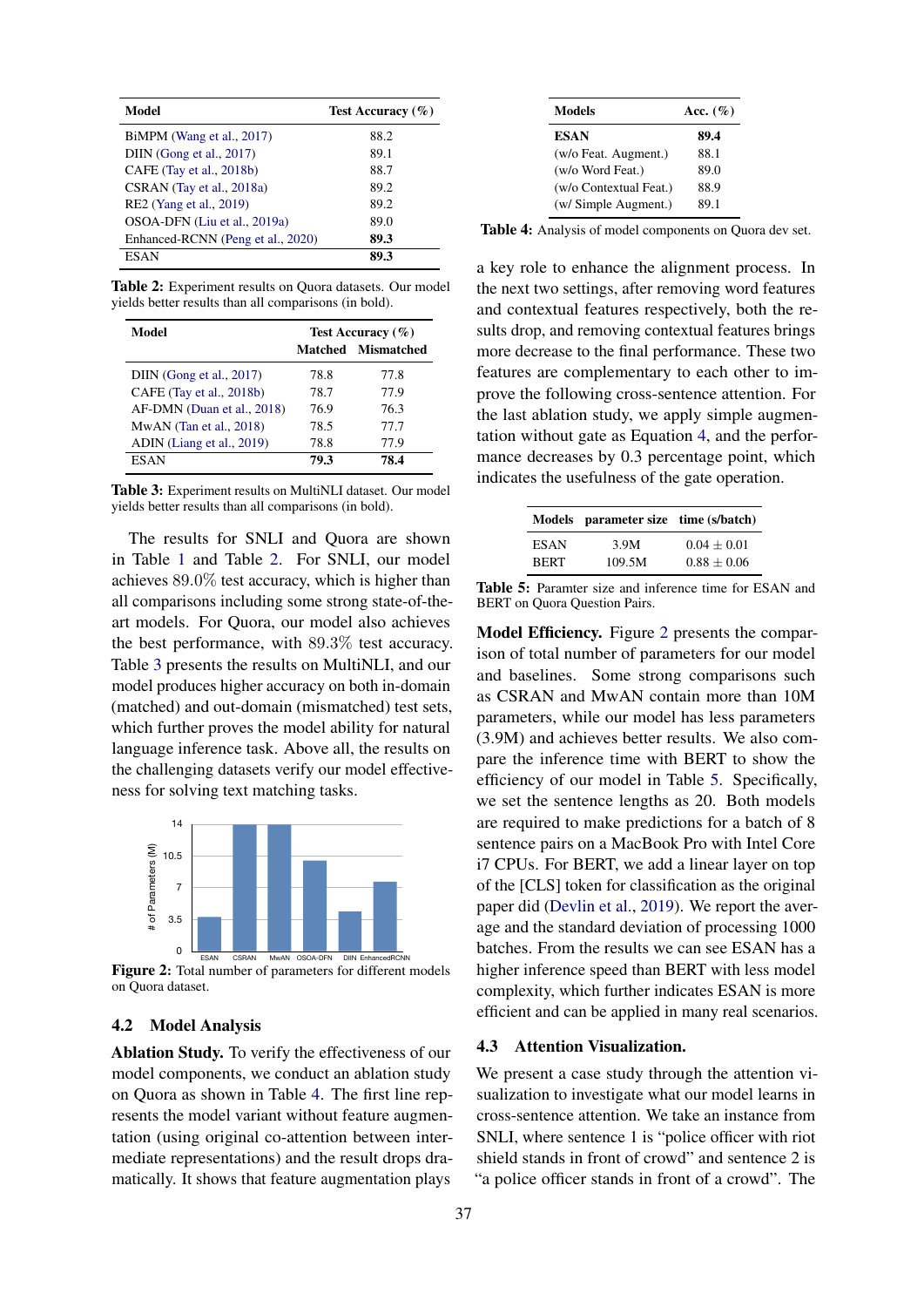| Model | Test Accuracy (%) |
|---|---|
| BiMPM (Wang et al., 2017) | 88.2 |
| DIIN (Gong et al., 2017) | 89.1 |
| CAFE (Tay et al., 2018b) | 88.7 |
| CSRAN (Tay et al., 2018a) | 89.2 |
| RE2 (Yang et al., 2019) | 89.2 |
| OSOA-DFN (Liu et al., 2019a) | 89.0 |
| Enhanced-RCNN (Peng et al., 2020) | **89.3** |
| ESAN | **89.3** |

**Table 2:** Experiment results on Quora datasets. Our model yields better results than all comparisons (in bold).

| Model | Test Accuracy (%) | |
|---|---|---|
| | Matched | Mismatched |
| DIIN (Gong et al., 2017) | 78.8 | 77.8 |
| CAFE (Tay et al., 2018b) | 78.7 | 77.9 |
| AF-DMN (Duan et al., 2018) | 76.9 | 76.3 |
| MwAN (Tan et al., 2018) | 78.5 | 77.7 |
| ADIN (Liang et al., 2019) | 78.8 | 77.9 |
| ESAN | **79.3** | **78.4** |

**Table 3:** Experiment results on MultiNLI dataset. Our model yields better results than all comparisons (in bold).

The results for SNLI and Quora are shown in Table 1 and Table 2. For SNLI, our model achieves 89.0% test accuracy, which is higher than all comparisons including some strong state-of-the-art models. For Quora, our model also achieves the best performance, with 89.3% test accuracy. Table 3 presents the results on MultiNLI, and our model produces higher accuracy on both in-domain (matched) and out-domain (mismatched) test sets, which further proves the model ability for natural language inference task. Above all, the results on the challenging datasets verify our model effectiveness for solving text matching tasks.

**Figure 2:** Total number of parameters for different models on Quora dataset.

## 4.2 Model Analysis

**Ablation Study.** To verify the effectiveness of our model components, we conduct an ablation study on Quora as shown in Table 4. The first line represents the model variant without feature augmentation (using original co-attention between intermediate representations) and the result drops dramatically. It shows that feature augmentation plays a key role to enhance the alignment process. In the next two settings, after removing word features and contextual features respectively, both the results drop, and removing contextual features brings more decrease to the final performance. These two features are complementary to each other to improve the following cross-sentence attention. For the last ablation study, we apply simple augmentation without gate as Equation 4, and the performance decreases by 0.3 percentage point, which indicates the usefulness of the gate operation.

| Models | Acc. (%) |
|---|---|
| **ESAN** | **89.4** |
| (w/o Feat. Augment.) | 88.1 |
| (w/o Word Feat.) | 89.0 |
| (w/o Contextual Feat.) | 88.9 |
| (w/ Simple Augment.) | 89.1 |

**Table 4:** Analysis of model components on Quora dev set.

| Models | parameter size | time (s/batch) |
|---|---|---|
| ESAN | 3.9M | $0.04 \pm 0.01$ |
| BERT | 109.5M | $0.88 \pm 0.06$ |

**Table 5:** Paramter size and inference time for ESAN and BERT on Quora Question Pairs.

**Model Efficiency.** Figure 2 presents the comparison of total number of parameters for our model and baselines. Some strong comparisons such as CSRAN and MwAN contain more than 10M parameters, while our model has less parameters (3.9M) and achieves better results. We also compare the inference time with BERT to show the efficiency of our model in Table 5. Specifically, we set the sentence lengths as 20. Both models are required to make predictions for a batch of 8 sentence pairs on a MacBook Pro with Intel Core i7 CPUs. For BERT, we add a linear layer on top of the [CLS] token for classification as the original paper did (Devlin et al., 2019). We report the average and the standard deviation of processing 1000 batches. From the results we can see ESAN has a higher inference speed than BERT with less model complexity, which further indicates ESAN is more efficient and can be applied in many real scenarios.

## 4.3 Attention Visualization.

We present a case study through the attention visualization to investigate what our model learns in cross-sentence attention. We take an instance from SNLI, where sentence 1 is "police officer with riot shield stands in front of crowd" and sentence 2 is "a police officer stands in front of a crowd". The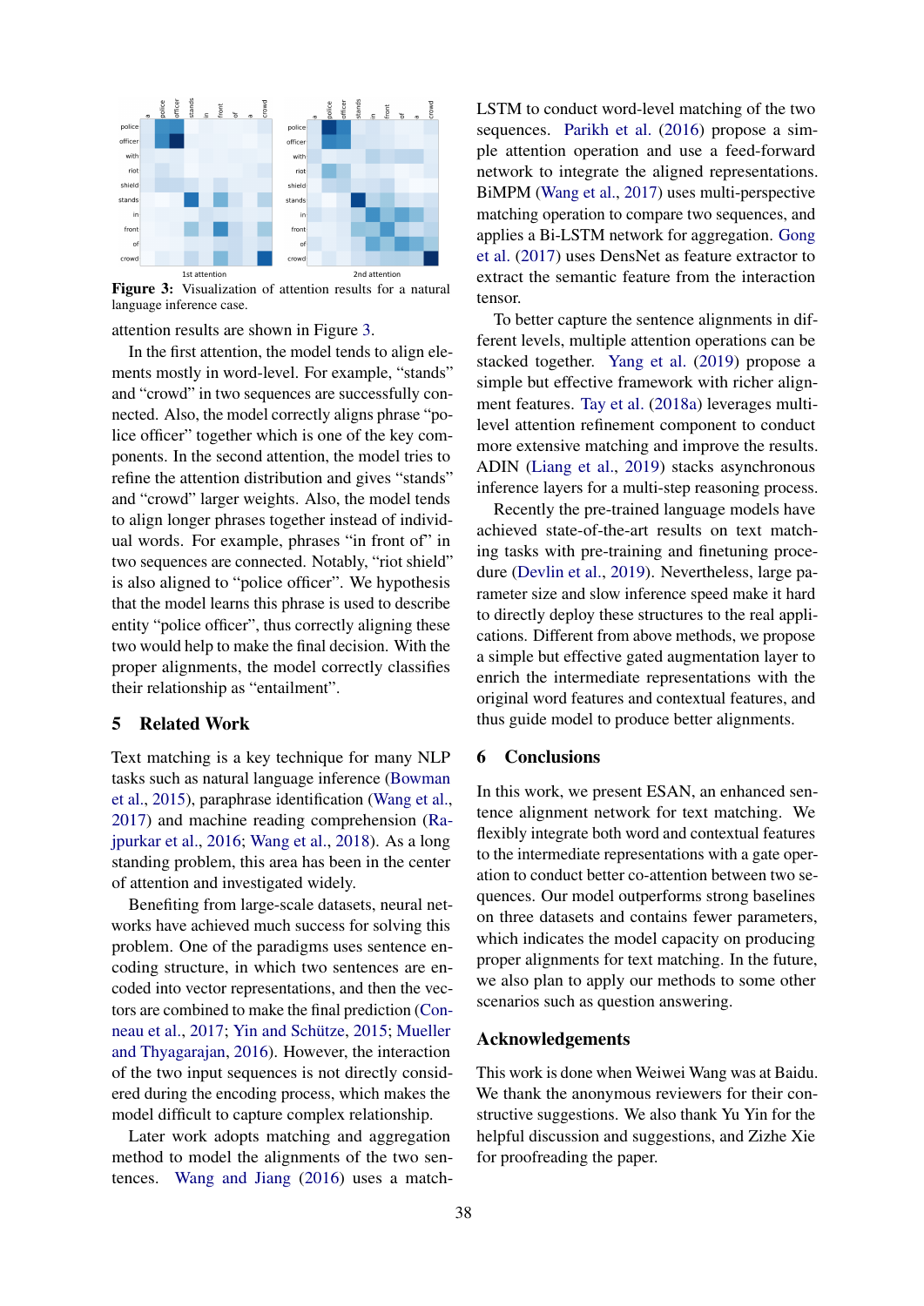Figure 3: Visualization of attention results for a natural language inference case.

attention results are shown in Figure 3.

In the first attention, the model tends to align elements mostly in word-level. For example, "stands" and "crowd" in two sequences are successfully connected. Also, the model correctly aligns phrase "police officer" together which is one of the key components. In the second attention, the model tries to refine the attention distribution and gives "stands" and "crowd" larger weights. Also, the model tends to align longer phrases together instead of individual words. For example, phrases "in front of" in two sequences are connected. Notably, "riot shield" is also aligned to "police officer". We hypothesis that the model learns this phrase is used to describe entity "police officer", thus correctly aligning these two would help to make the final decision. With the proper alignments, the model correctly classifies their relationship as "entailment".

## 5 Related Work

Text matching is a key technique for many NLP tasks such as natural language inference (Bowman et al., 2015), paraphrase identification (Wang et al., 2017) and machine reading comprehension (Rajpurkar et al., 2016; Wang et al., 2018). As a long standing problem, this area has been in the center of attention and investigated widely.

Benefiting from large-scale datasets, neural networks have achieved much success for solving this problem. One of the paradigms uses sentence encoding structure, in which two sentences are encoded into vector representations, and then the vectors are combined to make the final prediction (Conneau et al., 2017; Yin and Schütze, 2015; Mueller and Thyagarajan, 2016). However, the interaction of the two input sequences is not directly considered during the encoding process, which makes the model difficult to capture complex relationship.

Later work adopts matching and aggregation method to model the alignments of the two sentences. Wang and Jiang (2016) uses a match-LSTM to conduct word-level matching of the two sequences. Parikh et al. (2016) propose a simple attention operation and use a feed-forward network to integrate the aligned representations. BiMPM (Wang et al., 2017) uses multi-perspective matching operation to compare two sequences, and applies a Bi-LSTM network for aggregation. Gong et al. (2017) uses DensNet as feature extractor to extract the semantic feature from the interaction tensor.

To better capture the sentence alignments in different levels, multiple attention operations can be stacked together. Yang et al. (2019) propose a simple but effective framework with richer alignment features. Tay et al. (2018a) leverages multi-level attention refinement component to conduct more extensive matching and improve the results. ADIN (Liang et al., 2019) stacks asynchronous inference layers for a multi-step reasoning process.

Recently the pre-trained language models have achieved state-of-the-art results on text matching tasks with pre-training and finetuning procedure (Devlin et al., 2019). Nevertheless, large parameter size and slow inference speed make it hard to directly deploy these structures to the real applications. Different from above methods, we propose a simple but effective gated augmentation layer to enrich the intermediate representations with the original word features and contextual features, and thus guide model to produce better alignments.

## 6 Conclusions

In this work, we present ESAN, an enhanced sentence alignment network for text matching. We flexibly integrate both word and contextual features to the intermediate representations with a gate operation to conduct better co-attention between two sequences. Our model outperforms strong baselines on three datasets and contains fewer parameters, which indicates the model capacity on producing proper alignments for text matching. In the future, we also plan to apply our methods to some other scenarios such as question answering.

## Acknowledgements

This work is done when Weiwei Wang was at Baidu. We thank the anonymous reviewers for their constructive suggestions. We also thank Yu Yin for the helpful discussion and suggestions, and Zizhe Xie for proofreading the paper.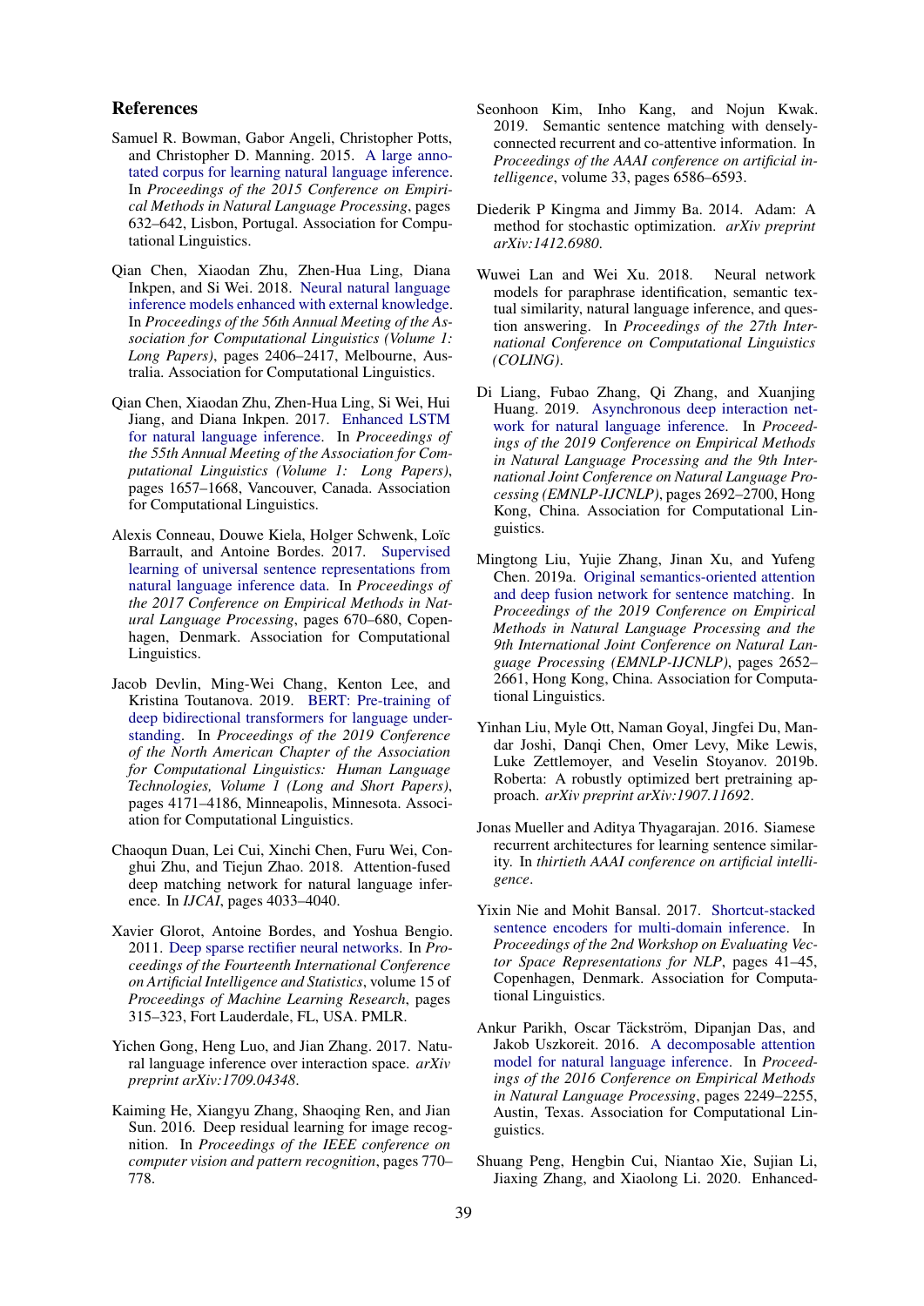## References

Samuel R. Bowman, Gabor Angeli, Christopher Potts, and Christopher D. Manning. 2015. A large annotated corpus for learning natural language inference. In *Proceedings of the 2015 Conference on Empirical Methods in Natural Language Processing*, pages 632–642, Lisbon, Portugal. Association for Computational Linguistics.

Qian Chen, Xiaodan Zhu, Zhen-Hua Ling, Diana Inkpen, and Si Wei. 2018. Neural natural language inference models enhanced with external knowledge. In *Proceedings of the 56th Annual Meeting of the Association for Computational Linguistics (Volume 1: Long Papers)*, pages 2406–2417, Melbourne, Australia. Association for Computational Linguistics.

Qian Chen, Xiaodan Zhu, Zhen-Hua Ling, Si Wei, Hui Jiang, and Diana Inkpen. 2017. Enhanced LSTM for natural language inference. In *Proceedings of the 55th Annual Meeting of the Association for Computational Linguistics (Volume 1: Long Papers)*, pages 1657–1668, Vancouver, Canada. Association for Computational Linguistics.

Alexis Conneau, Douwe Kiela, Holger Schwenk, Loïc Barrault, and Antoine Bordes. 2017. Supervised learning of universal sentence representations from natural language inference data. In *Proceedings of the 2017 Conference on Empirical Methods in Natural Language Processing*, pages 670–680, Copenhagen, Denmark. Association for Computational Linguistics.

Jacob Devlin, Ming-Wei Chang, Kenton Lee, and Kristina Toutanova. 2019. BERT: Pre-training of deep bidirectional transformers for language understanding. In *Proceedings of the 2019 Conference of the North American Chapter of the Association for Computational Linguistics: Human Language Technologies, Volume 1 (Long and Short Papers)*, pages 4171–4186, Minneapolis, Minnesota. Association for Computational Linguistics.

Chaoqun Duan, Lei Cui, Xinchi Chen, Furu Wei, Conghui Zhu, and Tiejun Zhao. 2018. Attention-fused deep matching network for natural language inference. In *IJCAI*, pages 4033–4040.

Xavier Glorot, Antoine Bordes, and Yoshua Bengio. 2011. Deep sparse rectifier neural networks. In *Proceedings of the Fourteenth International Conference on Artificial Intelligence and Statistics*, volume 15 of *Proceedings of Machine Learning Research*, pages 315–323, Fort Lauderdale, FL, USA. PMLR.

Yichen Gong, Heng Luo, and Jian Zhang. 2017. Natural language inference over interaction space. *arXiv preprint arXiv:1709.04348*.

Kaiming He, Xiangyu Zhang, Shaoqing Ren, and Jian Sun. 2016. Deep residual learning for image recognition. In *Proceedings of the IEEE conference on computer vision and pattern recognition*, pages 770–778.

Seonhoon Kim, Inho Kang, and Nojun Kwak. 2019. Semantic sentence matching with densely-connected recurrent and co-attentive information. In *Proceedings of the AAAI conference on artificial intelligence*, volume 33, pages 6586–6593.

Diederik P Kingma and Jimmy Ba. 2014. Adam: A method for stochastic optimization. *arXiv preprint arXiv:1412.6980*.

Wuwei Lan and Wei Xu. 2018. Neural network models for paraphrase identification, semantic textual similarity, natural language inference, and question answering. In *Proceedings of the 27th International Conference on Computational Linguistics (COLING)*.

Di Liang, Fubao Zhang, Qi Zhang, and Xuanjing Huang. 2019. Asynchronous deep interaction network for natural language inference. In *Proceedings of the 2019 Conference on Empirical Methods in Natural Language Processing and the 9th International Joint Conference on Natural Language Processing (EMNLP-IJCNLP)*, pages 2692–2700, Hong Kong, China. Association for Computational Linguistics.

Mingtong Liu, Yujie Zhang, Jinan Xu, and Yufeng Chen. 2019a. Original semantics-oriented attention and deep fusion network for sentence matching. In *Proceedings of the 2019 Conference on Empirical Methods in Natural Language Processing and the 9th International Joint Conference on Natural Language Processing (EMNLP-IJCNLP)*, pages 2652–2661, Hong Kong, China. Association for Computational Linguistics.

Yinhan Liu, Myle Ott, Naman Goyal, Jingfei Du, Mandar Joshi, Danqi Chen, Omer Levy, Mike Lewis, Luke Zettlemoyer, and Veselin Stoyanov. 2019b. Roberta: A robustly optimized bert pretraining approach. *arXiv preprint arXiv:1907.11692*.

Jonas Mueller and Aditya Thyagarajan. 2016. Siamese recurrent architectures for learning sentence similarity. In *thirtieth AAAI conference on artificial intelligence*.

Yixin Nie and Mohit Bansal. 2017. Shortcut-stacked sentence encoders for multi-domain inference. In *Proceedings of the 2nd Workshop on Evaluating Vector Space Representations for NLP*, pages 41–45, Copenhagen, Denmark. Association for Computational Linguistics.

Ankur Parikh, Oscar Täckström, Dipanjan Das, and Jakob Uszkoreit. 2016. A decomposable attention model for natural language inference. In *Proceedings of the 2016 Conference on Empirical Methods in Natural Language Processing*, pages 2249–2255, Austin, Texas. Association for Computational Linguistics.

Shuang Peng, Hengbin Cui, Niantao Xie, Sujian Li, Jiaxing Zhang, and Xiaolong Li. 2020. Enhanced-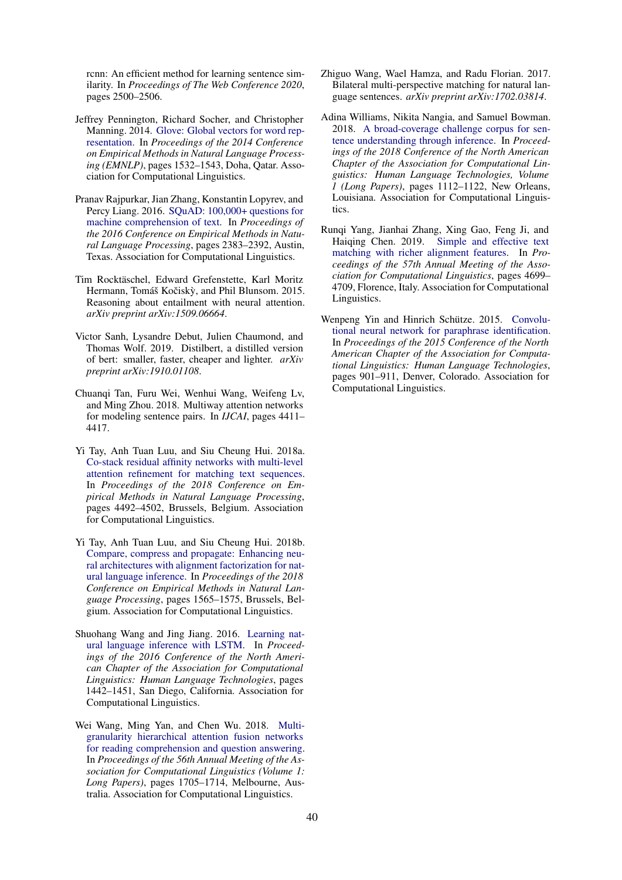rcnn: An efficient method for learning sentence similarity. In *Proceedings of The Web Conference 2020*, pages 2500–2506.

Jeffrey Pennington, Richard Socher, and Christopher Manning. 2014. Glove: Global vectors for word representation. In *Proceedings of the 2014 Conference on Empirical Methods in Natural Language Processing (EMNLP)*, pages 1532–1543, Doha, Qatar. Association for Computational Linguistics.

Pranav Rajpurkar, Jian Zhang, Konstantin Lopyrev, and Percy Liang. 2016. SQuAD: 100,000+ questions for machine comprehension of text. In *Proceedings of the 2016 Conference on Empirical Methods in Natural Language Processing*, pages 2383–2392, Austin, Texas. Association for Computational Linguistics.

Tim Rocktäschel, Edward Grefenstette, Karl Moritz Hermann, Tomáš Kočiskỳ, and Phil Blunsom. 2015. Reasoning about entailment with neural attention. *arXiv preprint arXiv:1509.06664*.

Victor Sanh, Lysandre Debut, Julien Chaumond, and Thomas Wolf. 2019. Distilbert, a distilled version of bert: smaller, faster, cheaper and lighter. *arXiv preprint arXiv:1910.01108*.

Chuanqi Tan, Furu Wei, Wenhui Wang, Weifeng Lv, and Ming Zhou. 2018. Multiway attention networks for modeling sentence pairs. In *IJCAI*, pages 4411–4417.

Yi Tay, Anh Tuan Luu, and Siu Cheung Hui. 2018a. Co-stack residual affinity networks with multi-level attention refinement for matching text sequences. In *Proceedings of the 2018 Conference on Empirical Methods in Natural Language Processing*, pages 4492–4502, Brussels, Belgium. Association for Computational Linguistics.

Yi Tay, Anh Tuan Luu, and Siu Cheung Hui. 2018b. Compare, compress and propagate: Enhancing neural architectures with alignment factorization for natural language inference. In *Proceedings of the 2018 Conference on Empirical Methods in Natural Language Processing*, pages 1565–1575, Brussels, Belgium. Association for Computational Linguistics.

Shuohang Wang and Jing Jiang. 2016. Learning natural language inference with LSTM. In *Proceedings of the 2016 Conference of the North American Chapter of the Association for Computational Linguistics: Human Language Technologies*, pages 1442–1451, San Diego, California. Association for Computational Linguistics.

Wei Wang, Ming Yan, and Chen Wu. 2018. Multi-granularity hierarchical attention fusion networks for reading comprehension and question answering. In *Proceedings of the 56th Annual Meeting of the Association for Computational Linguistics (Volume 1: Long Papers)*, pages 1705–1714, Melbourne, Australia. Association for Computational Linguistics.

Zhiguo Wang, Wael Hamza, and Radu Florian. 2017. Bilateral multi-perspective matching for natural language sentences. *arXiv preprint arXiv:1702.03814*.

Adina Williams, Nikita Nangia, and Samuel Bowman. 2018. A broad-coverage challenge corpus for sentence understanding through inference. In *Proceedings of the 2018 Conference of the North American Chapter of the Association for Computational Linguistics: Human Language Technologies, Volume 1 (Long Papers)*, pages 1112–1122, New Orleans, Louisiana. Association for Computational Linguistics.

Runqi Yang, Jianhai Zhang, Xing Gao, Feng Ji, and Haiqing Chen. 2019. Simple and effective text matching with richer alignment features. In *Proceedings of the 57th Annual Meeting of the Association for Computational Linguistics*, pages 4699–4709, Florence, Italy. Association for Computational Linguistics.

Wenpeng Yin and Hinrich Schütze. 2015. Convolutional neural network for paraphrase identification. In *Proceedings of the 2015 Conference of the North American Chapter of the Association for Computational Linguistics: Human Language Technologies*, pages 901–911, Denver, Colorado. Association for Computational Linguistics.